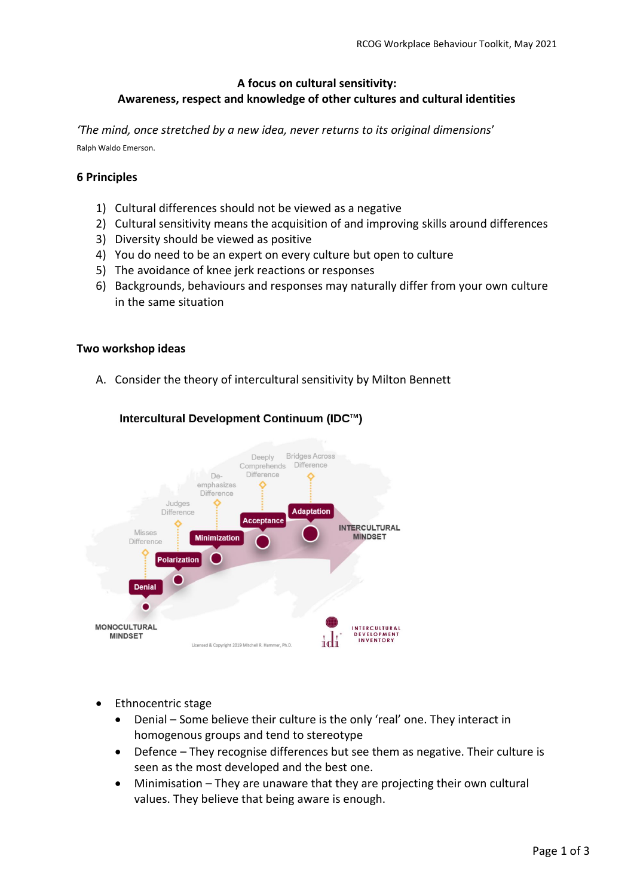## A focus on cultural sensitivity:
## Awareness, respect and knowledge of other cultures and cultural identities

*'The mind, once stretched by a new idea, never returns to its original dimensions'*

Ralph Waldo Emerson.

### 6 Principles

1) Cultural differences should not be viewed as a negative
2) Cultural sensitivity means the acquisition of and improving skills around differences
3) Diversity should be viewed as positive
4) You do need to be an expert on every culture but open to culture
5) The avoidance of knee jerk reactions or responses
6) Backgrounds, behaviours and responses may naturally differ from your own culture in the same situation

### Two workshop ideas

A. Consider the theory of intercultural sensitivity by Milton Bennett

**Intercultural Development Continuum (IDC™)**

MONOCULTURAL MINDSET — Denial (Misses Difference) — Polarization (Judges Difference) — Minimization (De-emphasizes Difference) — Acceptance (Deeply Comprehends Difference) — Adaptation (Bridges Across Difference) — INTERCULTURAL MINDSET

Licensed & Copyright 2019 Mitchell R. Hammer, Ph.D.

idi INTERCULTURAL DEVELOPMENT INVENTORY

- Ethnocentric stage
  - Denial – Some believe their culture is the only 'real' one. They interact in homogenous groups and tend to stereotype
  - Defence – They recognise differences but see them as negative. Their culture is seen as the most developed and the best one.
  - Minimisation – They are unaware that they are projecting their own cultural values. They believe that being aware is enough.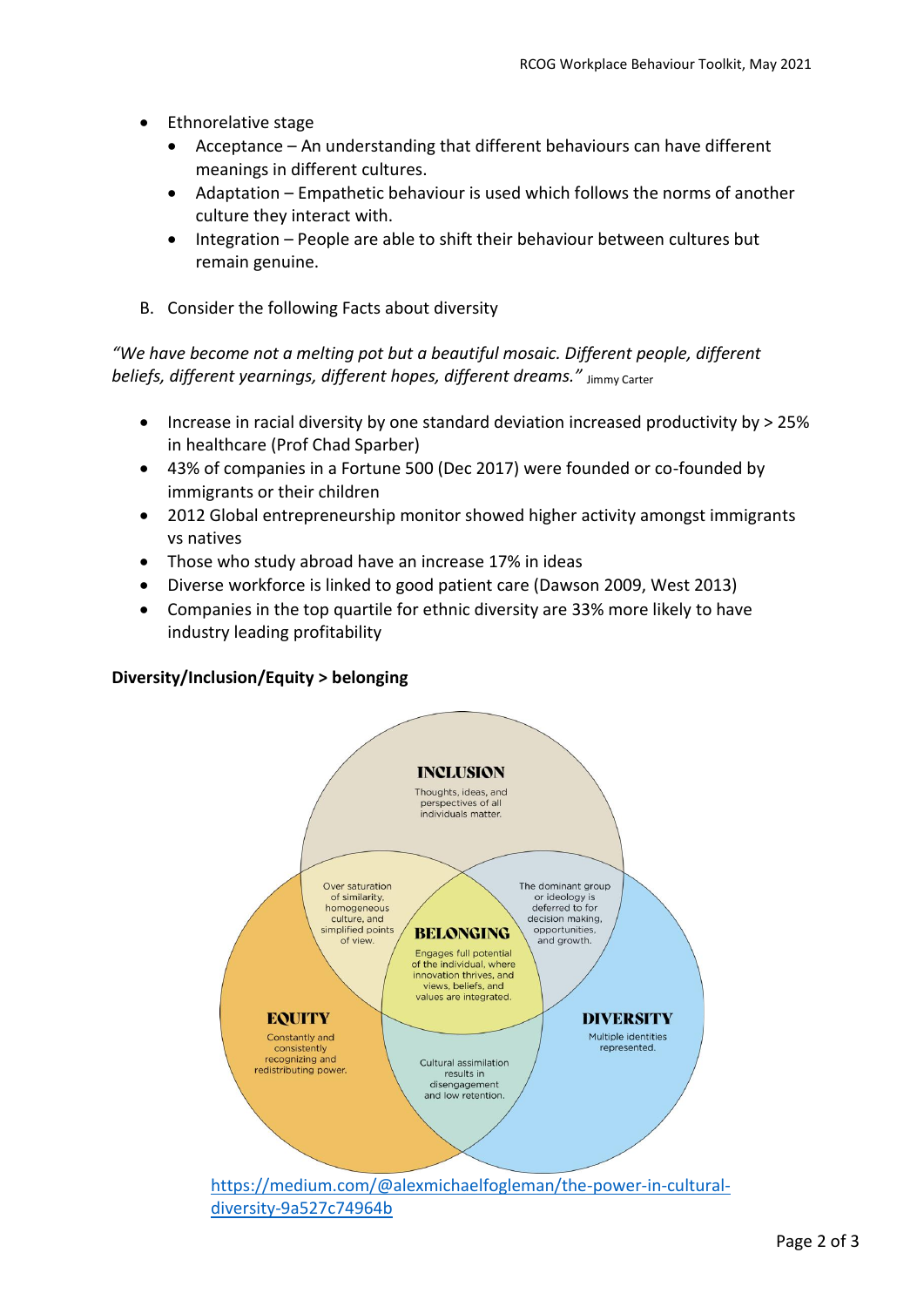- Ethnorelative stage
  - Acceptance – An understanding that different behaviours can have different meanings in different cultures.
  - Adaptation – Empathetic behaviour is used which follows the norms of another culture they interact with.
  - Integration – People are able to shift their behaviour between cultures but remain genuine.

B. Consider the following Facts about diversity

*"We have become not a melting pot but a beautiful mosaic. Different people, different beliefs, different yearnings, different hopes, different dreams."* Jimmy Carter

- Increase in racial diversity by one standard deviation increased productivity by > 25% in healthcare (Prof Chad Sparber)
- 43% of companies in a Fortune 500 (Dec 2017) were founded or co-founded by immigrants or their children
- 2012 Global entrepreneurship monitor showed higher activity amongst immigrants vs natives
- Those who study abroad have an increase 17% in ideas
- Diverse workforce is linked to good patient care (Dawson 2009, West 2013)
- Companies in the top quartile for ethnic diversity are 33% more likely to have industry leading profitability

**Diversity/Inclusion/Equity > belonging**

**INCLUSION**
Thoughts, ideas, and perspectives of all individuals matter.

**EQUITY**
Constantly and consistently recognizing and redistributing power.

**DIVERSITY**
Multiple identities represented.

**BELONGING**
Engages full potential of the individual, where innovation thrives, and views, beliefs, and values are integrated.

Over saturation of similarity, homogeneous culture, and simplified points of view.

The dominant group or ideology is deferred to for decision making, opportunities, and growth.

Cultural assimilation results in disengagement and low retention.

https://medium.com/@alexmichaelfogleman/the-power-in-cultural-diversity-9a527c74964b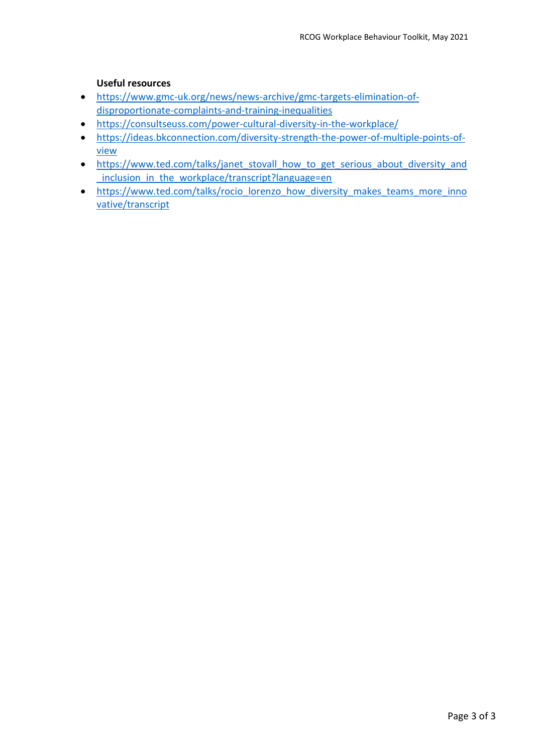**Useful resources**

- https://www.gmc-uk.org/news/news-archive/gmc-targets-elimination-of-disproportionate-complaints-and-training-inequalities
- https://consultseuss.com/power-cultural-diversity-in-the-workplace/
- https://ideas.bkconnection.com/diversity-strength-the-power-of-multiple-points-of-view
- https://www.ted.com/talks/janet_stovall_how_to_get_serious_about_diversity_and_inclusion_in_the_workplace/transcript?language=en
- https://www.ted.com/talks/rocio_lorenzo_how_diversity_makes_teams_more_innovative/transcript